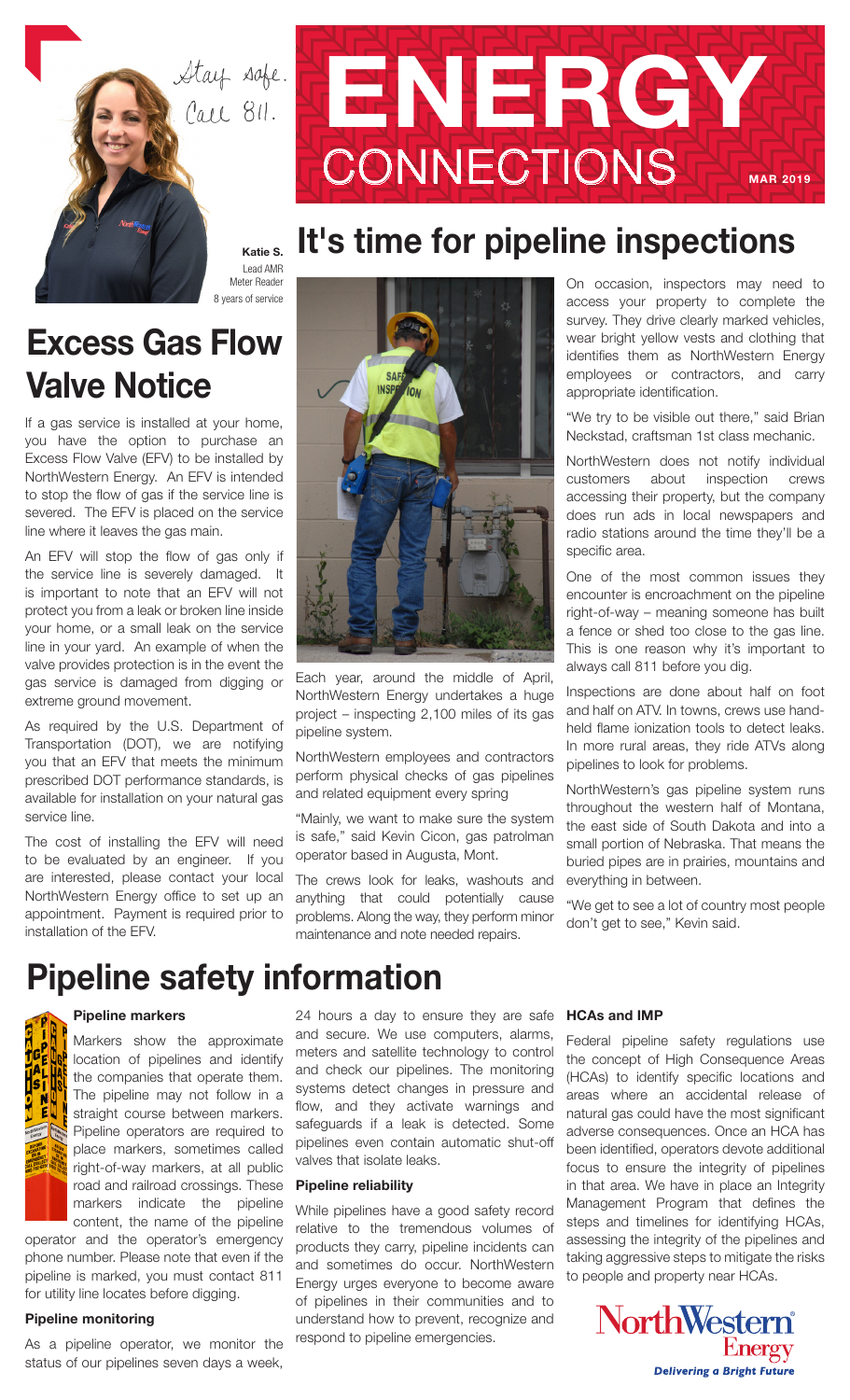Stay safe. Call 811.

**Katie S.**
Lead AMR Meter Reader
8 years of service

# ENERGY CONNECTIONS

MAR 2019

# It's time for pipeline inspections

Each year, around the middle of April, NorthWestern Energy undertakes a huge project – inspecting 2,100 miles of its gas pipeline system.

NorthWestern employees and contractors perform physical checks of gas pipelines and related equipment every spring

"Mainly, we want to make sure the system is safe," said Kevin Cicon, gas patrolman operator based in Augusta, Mont.

The crews look for leaks, washouts and anything that could potentially cause problems. Along the way, they perform minor maintenance and note needed repairs.

On occasion, inspectors may need to access your property to complete the survey. They drive clearly marked vehicles, wear bright yellow vests and clothing that identifies them as NorthWestern Energy employees or contractors, and carry appropriate identification.

"We try to be visible out there," said Brian Neckstad, craftsman 1st class mechanic.

NorthWestern does not notify individual customers about inspection crews accessing their property, but the company does run ads in local newspapers and radio stations around the time they'll be a specific area.

One of the most common issues they encounter is encroachment on the pipeline right-of-way – meaning someone has built a fence or shed too close to the gas line. This is one reason why it's important to always call 811 before you dig.

Inspections are done about half on foot and half on ATV. In towns, crews use hand-held flame ionization tools to detect leaks. In more rural areas, they ride ATVs along pipelines to look for problems.

NorthWestern's gas pipeline system runs throughout the western half of Montana, the east side of South Dakota and into a small portion of Nebraska. That means the buried pipes are in prairies, mountains and everything in between.

"We get to see a lot of country most people don't get to see," Kevin said.

# Excess Gas Flow Valve Notice

If a gas service is installed at your home, you have the option to purchase an Excess Flow Valve (EFV) to be installed by NorthWestern Energy. An EFV is intended to stop the flow of gas if the service line is severed. The EFV is placed on the service line where it leaves the gas main.

An EFV will stop the flow of gas only if the service line is severely damaged. It is important to note that an EFV will not protect you from a leak or broken line inside your home, or a small leak on the service line in your yard. An example of when the valve provides protection is in the event the gas service is damaged from digging or extreme ground movement.

As required by the U.S. Department of Transportation (DOT), we are notifying you that an EFV that meets the minimum prescribed DOT performance standards, is available for installation on your natural gas service line.

The cost of installing the EFV will need to be evaluated by an engineer. If you are interested, please contact your local NorthWestern Energy office to set up an appointment. Payment is required prior to installation of the EFV.

# Pipeline safety information

### Pipeline markers

Markers show the approximate location of pipelines and identify the companies that operate them. The pipeline may not follow in a straight course between markers. Pipeline operators are required to place markers, sometimes called right-of-way markers, at all public road and railroad crossings. These markers indicate the pipeline content, the name of the pipeline operator and the operator's emergency phone number. Please note that even if the pipeline is marked, you must contact 811 for utility line locates before digging.

### Pipeline monitoring

As a pipeline operator, we monitor the status of our pipelines seven days a week, 24 hours a day to ensure they are safe and secure. We use computers, alarms, meters and satellite technology to control and check our pipelines. The monitoring systems detect changes in pressure and flow, and they activate warnings and safeguards if a leak is detected. Some pipelines even contain automatic shut-off valves that isolate leaks.

### Pipeline reliability

While pipelines have a good safety record relative to the tremendous volumes of products they carry, pipeline incidents can and sometimes do occur. NorthWestern Energy urges everyone to become aware of pipelines in their communities and to understand how to prevent, recognize and respond to pipeline emergencies.

### HCAs and IMP

Federal pipeline safety regulations use the concept of High Consequence Areas (HCAs) to identify specific locations and areas where an accidental release of natural gas could have the most significant adverse consequences. Once an HCA has been identified, operators devote additional focus to ensure the integrity of pipelines in that area. We have in place an Integrity Management Program that defines the steps and timelines for identifying HCAs, assessing the integrity of the pipelines and taking aggressive steps to mitigate the risks to people and property near HCAs.

NorthWestern Energy
*Delivering a Bright Future*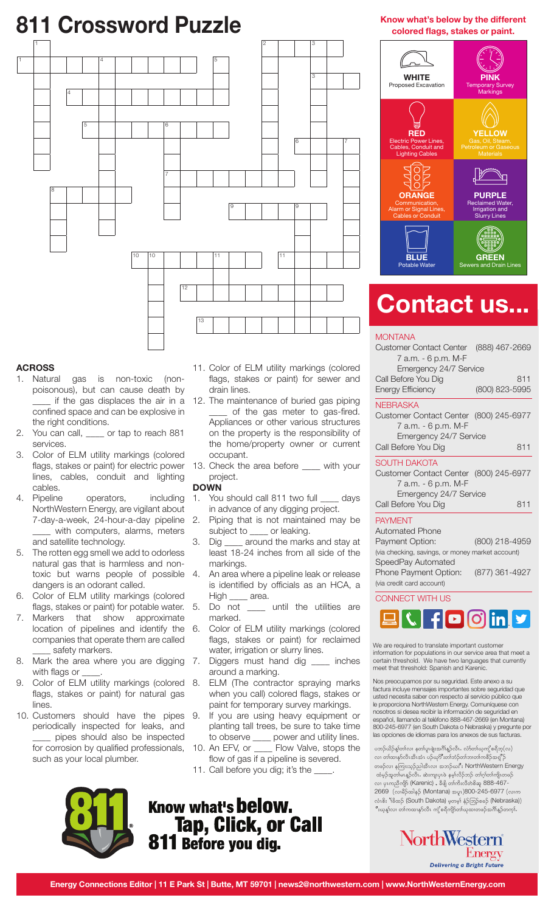# 811 Crossword Puzzle

### ACROSS

1. Natural gas is non-toxic (non-poisonous), but can cause death by ____ if the gas displaces the air in a confined space and can be explosive in the right conditions.
2. You can call, ____ or tap to reach 881 services.
3. Color of ELM utility markings (colored flags, stakes or paint) for electric power lines, cables, conduit and lighting cables.
4. Pipeline operators, including NorthWestern Energy, are vigilant about 7-day-a-week, 24-hour-a-day pipeline ____ with computers, alarms, meters and satellite technology.
5. The rotten egg smell we add to odorless natural gas that is harmless and non-toxic but warns people of possible dangers is an odorant called.
6. Color of ELM utility markings (colored flags, stakes or paint) for potable water.
7. Markers that show approximate location of pipelines and identify the companies that operate them are called ____ safety markers.
8. Mark the area where you are digging with flags or ____.
9. Color of ELM utility markings (colored flags, stakes or paint) for natural gas lines.
10. Customers should have the pipes periodically inspected for leaks, and ____ pipes should also be inspected for corrosion by qualified professionals, such as your local plumber.
11. Color of ELM utility markings (colored flags, stakes or paint) for sewer and drain lines.
12. The maintenance of buried gas piping ____ of the gas meter to gas-fired. Appliances or other various structures on the property is the responsibility of the home/property owner or current occupant.
13. Check the area before ____ with your project.

### DOWN

1. You should call 811 two full ____ days in advance of any digging project.
2. Piping that is not maintained may be subject to ____ or leaking.
3. Dig ____ around the marks and stay at least 18-24 inches from all side of the markings.
4. An area where a pipeline leak or release is identified by officials as an HCA, a High ____ area.
5. Do not ____ until the utilities are marked.
6. Color of ELM utility markings (colored flags, stakes or paint) for reclaimed water, irrigation or slurry lines.
7. Diggers must hand dig ____ inches around a marking.
8. ELM (The contractor spraying marks when you call) colored flags, stakes or paint for temporary survey markings.
9. If you are using heavy equipment or planting tall trees, be sure to take time to observe ____ power and utility lines.
10. An EFV, or ____ Flow Valve, stops the flow of gas if a pipeline is severed.
11. Call before you dig; it's the ____.

811 Know what's **below.** Tap, Click, or Call 811 Before you dig.

### Know what's below by the different colored flags, stakes or paint.

**WHITE** Proposed Excavation

**PINK** Temporary Survey Markings

**RED** Electric Power Lines, Cables, Conduit and Lighting Cables

**YELLOW** Gas, Oil, Steam, Petroleum or Gaseous Materials

**ORANGE** Communication, Alarm or Signal Lines, Cables or Conduit

**PURPLE** Reclaimed Water, Irrigation and Slurry Lines

**BLUE** Potable Water

**GREEN** Sewers and Drain Lines

# Contact us...

**MONTANA**

Customer Contact Center (888) 467-2669
7 a.m. - 6 p.m. M-F
Emergency 24/7 Service
Call Before You Dig 811
Energy Efficiency (800) 823-5995

**NEBRASKA**

Customer Contact Center (800) 245-6977
7 a.m. - 6 p.m. M-F
Emergency 24/7 Service
Call Before You Dig 811

**SOUTH DAKOTA**

Customer Contact Center (800) 245-6977
7 a.m. - 6 p.m. M-F
Emergency 24/7 Service
Call Before You Dig 811

**PAYMENT**

Automated Phone Payment Option: (800) 218-4959
(via checking, savings, or money market account)
SpeedPay Automated Phone Payment Option: (877) 361-4927
(via credit card account)

**CONNECT WITH US**

We are required to translate important customer information for populations in our service area that meet a certain threshold. We have two languages that currently meet that threshold: Spanish and Karenic.

Nos preocupamos por su seguridad. Este anexo a su factura incluye mensajes importantes sobre seguridad que usted necesita saber con respecto al servicio público que le proporciona NorthWestern Energy. Comuníquese con nosotros si desea recibir la información de seguridad en español, llamando al teléfono 888-467-2669 (en Montana) 800-245-6977 (en South Dakota o Nebraska) y pregunte por las opciones de idiomas para los anexos de sus facturas.

ပဘၣ်ယိၣ်န့ၢ်တၢ်လၢ နတၢ်ပူၤဖျဲးအဂီၢ်နၣ်လီၤ. လံာ်တၢ်ယုကွၢ်စရီဘ့(လ) လၢ တၢ်ထၢနၣ်လီၤအီၤအံၤ ပဉ်ယှာ်ဒီးတၢ်ဘံဘ့ၣ်တၢ်ဘၣ်ဘ၃ၣ်ကစီၣ်အရှ့ၣ် တဖၣ်လၢ နကြၢးသ့ၣ်ညါအီၤလၢ အဘၣ်ယးဒီး NorthWestern Energy ထံမ့ၣ်အူတၢ်မၤနၣ်လီၤ. ဆဲးကျ့ၤပဲ နမ့ၢ်လိၣ်ဘၣ် တၢ်ဂ့ၢ်တၢ်ကျိၤတဖၣ် လၢ ပှၤကညီကျိာ် (Karenic) , ဒီးဖျံ တၢ်ကိးလီတဲစိဆူ 888-467-2669 (လၢမိၣ်ထါနၣ် (Montana) အပူၤ)800-245-6977 (လၢကလံၤစိး ဒါခိထၣ် (South Dakota) မ့တမ့ၢ် နံၣ်ဘြံစခၣ် (Nebraska)) ဒီးယ့နၢ်လၢ တၢ်ကထၢနၣ်လီၤ ကွ့ၢ်စရီကျိာ်တၢ်ယုထၢတဖၣ်အဂီၢ်နၣ်တက့ၢ်.

NorthWestern Energy
*Delivering a Bright Future*

Energy Connections Editor | 11 E Park St | Butte, MT 59701 | news2@northwestern.com | www.NorthWesternEnergy.com